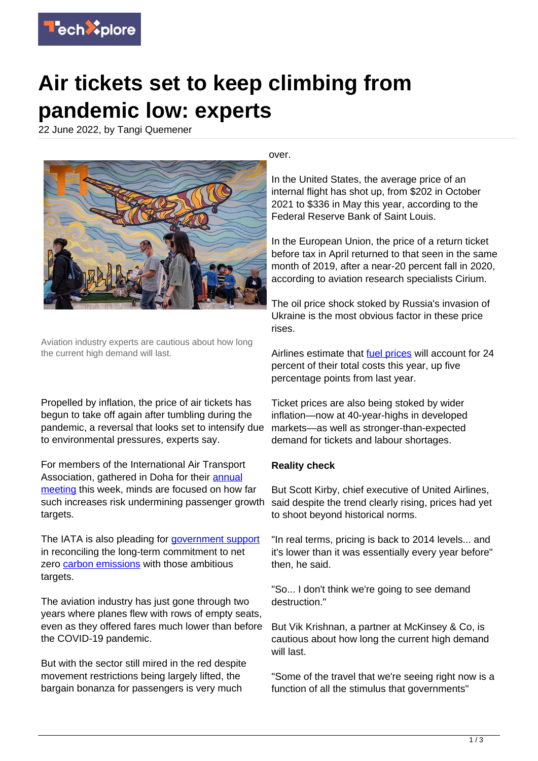# Air tickets set to keep climbing from pandemic low: experts

22 June 2022, by Tangi Quemener

Aviation industry experts are cautious about how long the current high demand will last.

Propelled by inflation, the price of air tickets has begun to take off again after tumbling during the pandemic, a reversal that looks set to intensify due to environmental pressures, experts say.

For members of the International Air Transport Association, gathered in Doha for their annual meeting this week, minds are focused on how far such increases risk undermining passenger growth targets.

The IATA is also pleading for government support in reconciling the long-term commitment to net zero carbon emissions with those ambitious targets.

The aviation industry has just gone through two years where planes flew with rows of empty seats, even as they offered fares much lower than before the COVID-19 pandemic.

But with the sector still mired in the red despite movement restrictions being largely lifted, the bargain bonanza for passengers is very much over.

In the United States, the average price of an internal flight has shot up, from $202 in October 2021 to $336 in May this year, according to the Federal Reserve Bank of Saint Louis.

In the European Union, the price of a return ticket before tax in April returned to that seen in the same month of 2019, after a near-20 percent fall in 2020, according to aviation research specialists Cirium.

The oil price shock stoked by Russia's invasion of Ukraine is the most obvious factor in these price rises.

Airlines estimate that fuel prices will account for 24 percent of their total costs this year, up five percentage points from last year.

Ticket prices are also being stoked by wider inflation—now at 40-year-highs in developed markets—as well as stronger-than-expected demand for tickets and labour shortages.

**Reality check**

But Scott Kirby, chief executive of United Airlines, said despite the trend clearly rising, prices had yet to shoot beyond historical norms.

"In real terms, pricing is back to 2014 levels... and it's lower than it was essentially every year before" then, he said.

"So... I don't think we're going to see demand destruction."

But Vik Krishnan, a partner at McKinsey & Co, is cautious about how long the current high demand will last.

"Some of the travel that we're seeing right now is a function of all the stimulus that governments"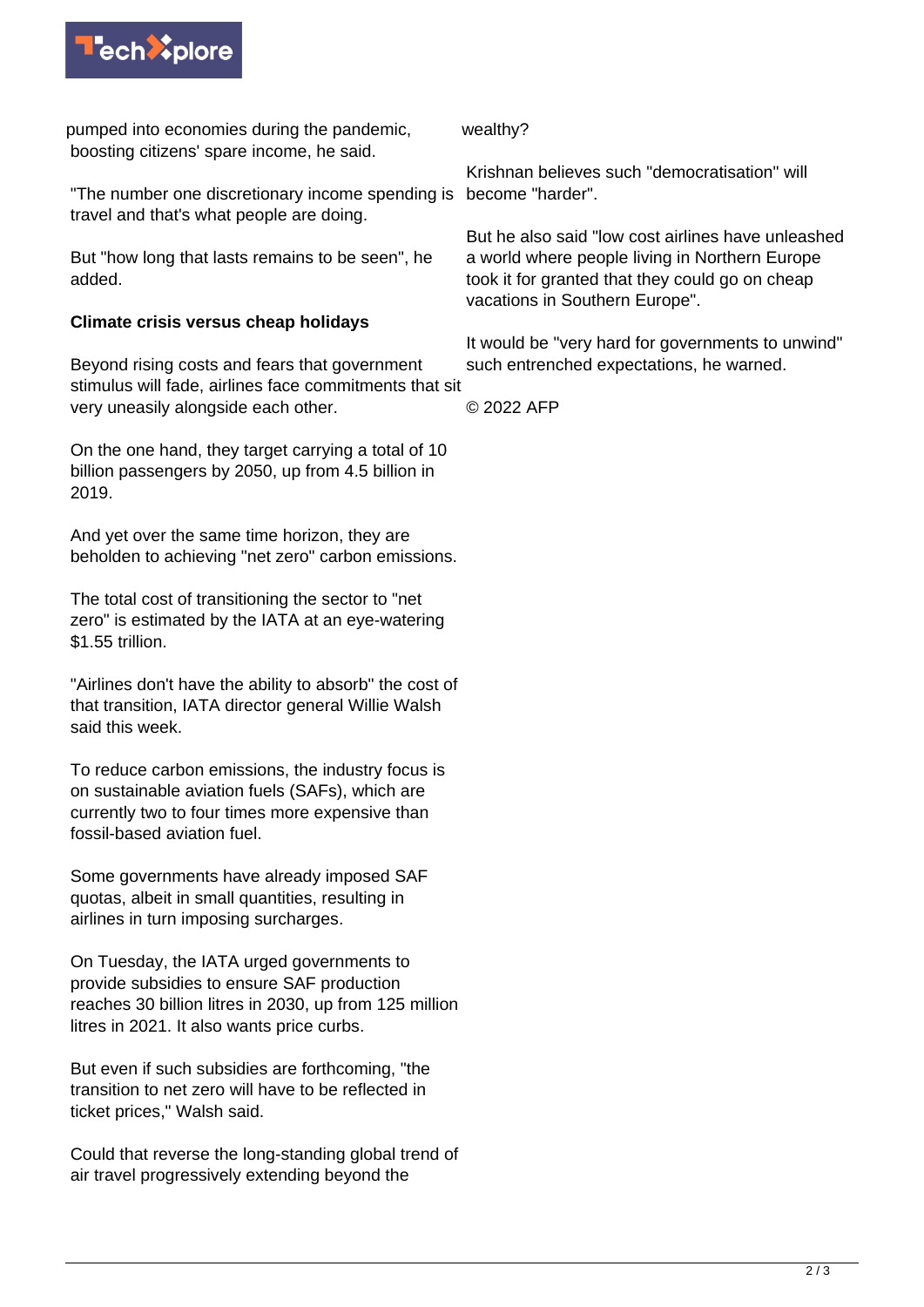pumped into economies during the pandemic, boosting citizens' spare income, he said.

"The number one discretionary income spending is travel and that's what people are doing.

But "how long that lasts remains to be seen", he added.

**Climate crisis versus cheap holidays**

Beyond rising costs and fears that government stimulus will fade, airlines face commitments that sit very uneasily alongside each other.

On the one hand, they target carrying a total of 10 billion passengers by 2050, up from 4.5 billion in 2019.

And yet over the same time horizon, they are beholden to achieving "net zero" carbon emissions.

The total cost of transitioning the sector to "net zero" is estimated by the IATA at an eye-watering $1.55 trillion.

"Airlines don't have the ability to absorb" the cost of that transition, IATA director general Willie Walsh said this week.

To reduce carbon emissions, the industry focus is on sustainable aviation fuels (SAFs), which are currently two to four times more expensive than fossil-based aviation fuel.

Some governments have already imposed SAF quotas, albeit in small quantities, resulting in airlines in turn imposing surcharges.

On Tuesday, the IATA urged governments to provide subsidies to ensure SAF production reaches 30 billion litres in 2030, up from 125 million litres in 2021. It also wants price curbs.

But even if such subsidies are forthcoming, "the transition to net zero will have to be reflected in ticket prices," Walsh said.

Could that reverse the long-standing global trend of air travel progressively extending beyond the wealthy?

Krishnan believes such "democratisation" will become "harder".

But he also said "low cost airlines have unleashed a world where people living in Northern Europe took it for granted that they could go on cheap vacations in Southern Europe".

It would be "very hard for governments to unwind" such entrenched expectations, he warned.

© 2022 AFP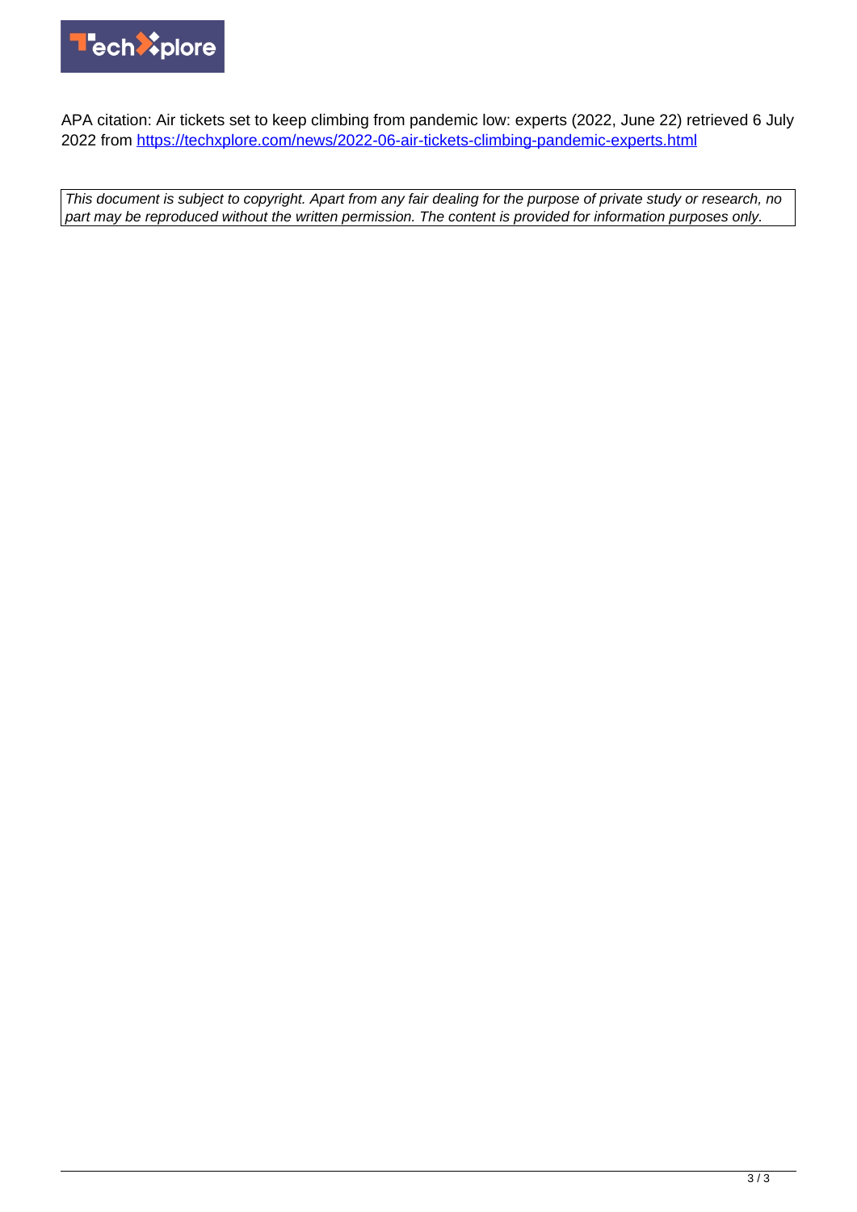APA citation: Air tickets set to keep climbing from pandemic low: experts (2022, June 22) retrieved 6 July 2022 from https://techxplore.com/news/2022-06-air-tickets-climbing-pandemic-experts.html

*This document is subject to copyright. Apart from any fair dealing for the purpose of private study or research, no part may be reproduced without the written permission. The content is provided for information purposes only.*